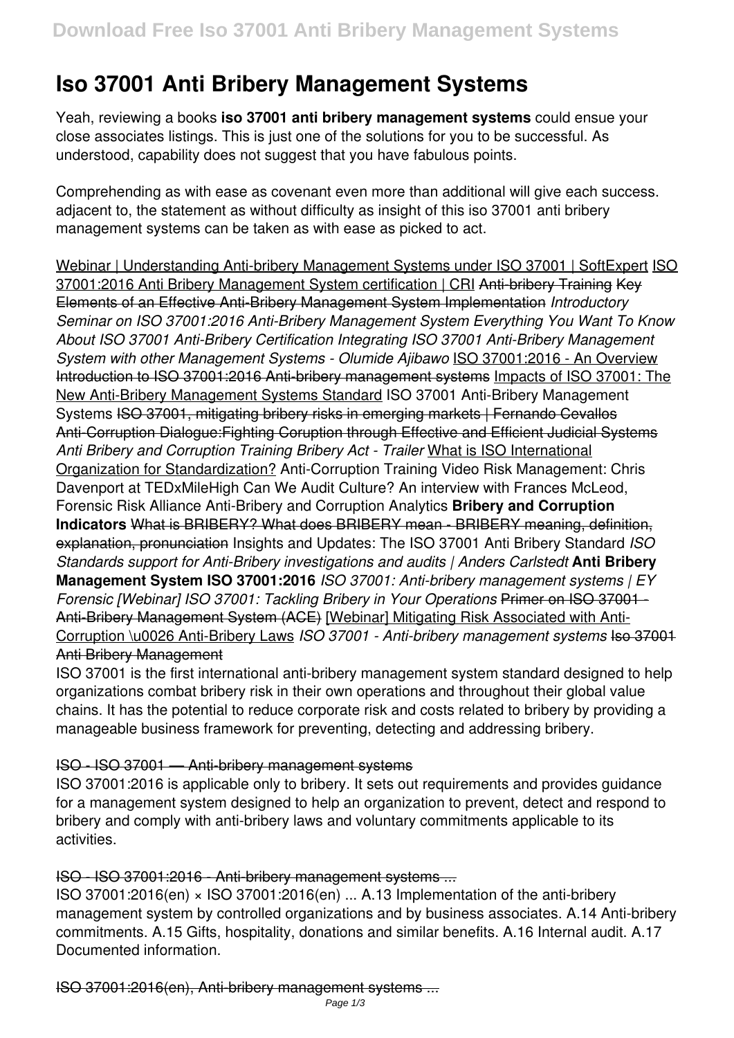# Iso 37001 Anti Bribery Management Systems

Yeah, reviewing a books **iso 37001 anti bribery management systems** could ensue your close associates listings. This is just one of the solutions for you to be successful. As understood, capability does not suggest that you have fabulous points.

Comprehending as with ease as covenant even more than additional will give each success. adjacent to, the statement as without difficulty as insight of this iso 37001 anti bribery management systems can be taken as with ease as picked to act.

Webinar | Understanding Anti-bribery Management Systems under ISO 37001 | SoftExpert ISO 37001:2016 Anti Bribery Management System certification | CRI Anti-bribery Training Key Elements of an Effective Anti-Bribery Management System Implementation *Introductory Seminar on ISO 37001:2016 Anti-Bribery Management System Everything You Want To Know About ISO 37001 Anti-Bribery Certification Integrating ISO 37001 Anti-Bribery Management System with other Management Systems - Olumide Ajibawo* ISO 37001:2016 - An Overview Introduction to ISO 37001:2016 Anti-bribery management systems Impacts of ISO 37001: The New Anti-Bribery Management Systems Standard ISO 37001 Anti-Bribery Management Systems ISO 37001, mitigating bribery risks in emerging markets | Fernando Cevallos Anti-Corruption Dialogue:Fighting Coruption through Effective and Efficient Judicial Systems *Anti Bribery and Corruption Training Bribery Act - Trailer* What is ISO International Organization for Standardization? Anti-Corruption Training Video Risk Management: Chris Davenport at TEDxMileHigh Can We Audit Culture? An interview with Frances McLeod, Forensic Risk Alliance Anti-Bribery and Corruption Analytics **Bribery and Corruption Indicators** What is BRIBERY? What does BRIBERY mean - BRIBERY meaning, definition, explanation, pronunciation Insights and Updates: The ISO 37001 Anti Bribery Standard *ISO Standards support for Anti-Bribery investigations and audits | Anders Carlstedt* **Anti Bribery Management System ISO 37001:2016** *ISO 37001: Anti-bribery management systems | EY Forensic [Webinar] ISO 37001: Tackling Bribery in Your Operations* Primer on ISO 37001 - Anti-Bribery Management System (ACE) [Webinar] Mitigating Risk Associated with Anti-Corruption \u0026 Anti-Bribery Laws *ISO 37001 - Anti-bribery management systems* Iso 37001 Anti Bribery Management

ISO 37001 is the first international anti-bribery management system standard designed to help organizations combat bribery risk in their own operations and throughout their global value chains. It has the potential to reduce corporate risk and costs related to bribery by providing a manageable business framework for preventing, detecting and addressing bribery.

## ISO - ISO 37001 — Anti-bribery management systems

ISO 37001:2016 is applicable only to bribery. It sets out requirements and provides guidance for a management system designed to help an organization to prevent, detect and respond to bribery and comply with anti-bribery laws and voluntary commitments applicable to its activities.

## ISO - ISO 37001:2016 - Anti-bribery management systems ...

ISO 37001:2016(en) × ISO 37001:2016(en) ... A.13 Implementation of the anti-bribery management system by controlled organizations and by business associates. A.14 Anti-bribery commitments. A.15 Gifts, hospitality, donations and similar benefits. A.16 Internal audit. A.17 Documented information.

## ISO 37001:2016(en), Anti-bribery management systems ...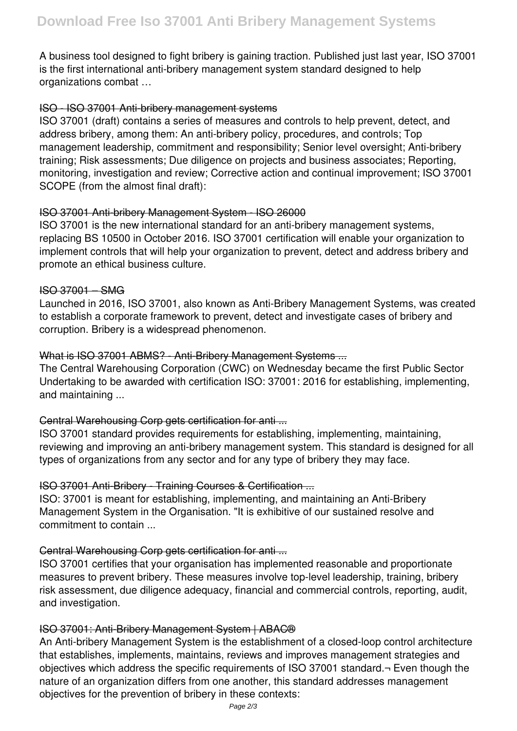A business tool designed to fight bribery is gaining traction. Published just last year, ISO 37001 is the first international anti-bribery management system standard designed to help organizations combat …

## ~~ISO - ISO 37001 Anti-bribery management systems~~

ISO 37001 (draft) contains a series of measures and controls to help prevent, detect, and address bribery, among them: An anti-bribery policy, procedures, and controls; Top management leadership, commitment and responsibility; Senior level oversight; Anti-bribery training; Risk assessments; Due diligence on projects and business associates; Reporting, monitoring, investigation and review; Corrective action and continual improvement; ISO 37001 SCOPE (from the almost final draft):

## ~~ISO 37001 Anti-bribery Management System - ISO 26000~~

ISO 37001 is the new international standard for an anti-bribery management systems, replacing BS 10500 in October 2016. ISO 37001 certification will enable your organization to implement controls that will help your organization to prevent, detect and address bribery and promote an ethical business culture.

## ~~ISO 37001 – SMG~~

Launched in 2016, ISO 37001, also known as Anti-Bribery Management Systems, was created to establish a corporate framework to prevent, detect and investigate cases of bribery and corruption. Bribery is a widespread phenomenon.

## ~~What is ISO 37001 ABMS? - Anti-Bribery Management Systems ...~~

The Central Warehousing Corporation (CWC) on Wednesday became the first Public Sector Undertaking to be awarded with certification ISO: 37001: 2016 for establishing, implementing, and maintaining ...

## ~~Central Warehousing Corp gets certification for anti ...~~

ISO 37001 standard provides requirements for establishing, implementing, maintaining, reviewing and improving an anti-bribery management system. This standard is designed for all types of organizations from any sector and for any type of bribery they may face.

## ~~ISO 37001 Anti-Bribery - Training Courses & Certification ...~~

ISO: 37001 is meant for establishing, implementing, and maintaining an Anti-Bribery Management System in the Organisation. "It is exhibitive of our sustained resolve and commitment to contain ...

## ~~Central Warehousing Corp gets certification for anti ...~~

ISO 37001 certifies that your organisation has implemented reasonable and proportionate measures to prevent bribery. These measures involve top-level leadership, training, bribery risk assessment, due diligence adequacy, financial and commercial controls, reporting, audit, and investigation.

## ~~ISO 37001: Anti-Bribery Management System | ABAC®~~

An Anti-bribery Management System is the establishment of a closed-loop control architecture that establishes, implements, maintains, reviews and improves management strategies and objectives which address the specific requirements of ISO 37001 standard.¬ Even though the nature of an organization differs from one another, this standard addresses management objectives for the prevention of bribery in these contexts: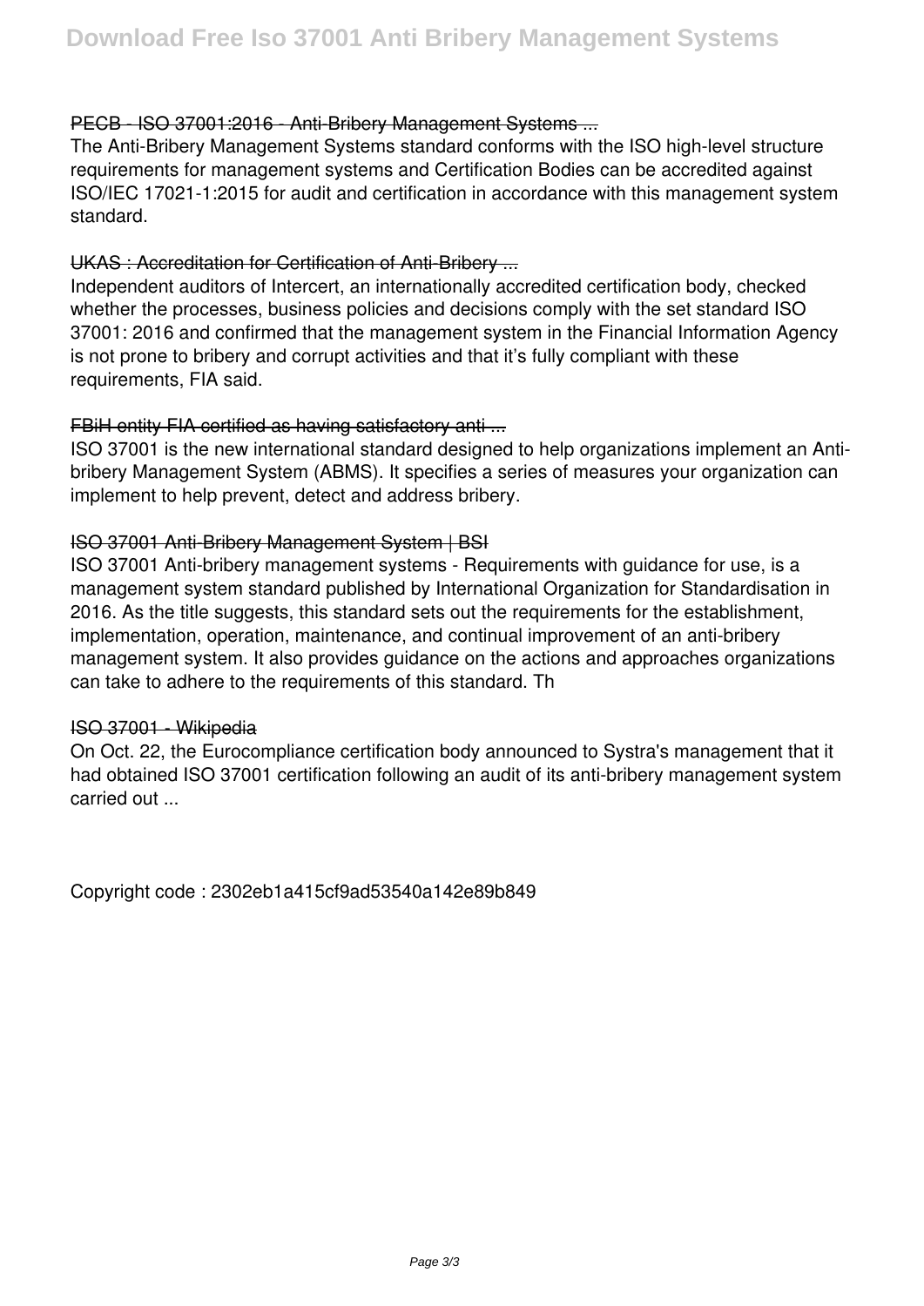PECB - ISO 37001:2016 - Anti-Bribery Management Systems ...

The Anti-Bribery Management Systems standard conforms with the ISO high-level structure requirements for management systems and Certification Bodies can be accredited against ISO/IEC 17021-1:2015 for audit and certification in accordance with this management system standard.

UKAS : Accreditation for Certification of Anti-Bribery ...

Independent auditors of Intercert, an internationally accredited certification body, checked whether the processes, business policies and decisions comply with the set standard ISO 37001: 2016 and confirmed that the management system in the Financial Information Agency is not prone to bribery and corrupt activities and that it's fully compliant with these requirements, FIA said.

FBiH entity FIA certified as having satisfactory anti ...

ISO 37001 is the new international standard designed to help organizations implement an Anti-bribery Management System (ABMS). It specifies a series of measures your organization can implement to help prevent, detect and address bribery.

ISO 37001 Anti-Bribery Management System | BSI

ISO 37001 Anti-bribery management systems - Requirements with guidance for use, is a management system standard published by International Organization for Standardisation in 2016. As the title suggests, this standard sets out the requirements for the establishment, implementation, operation, maintenance, and continual improvement of an anti-bribery management system. It also provides guidance on the actions and approaches organizations can take to adhere to the requirements of this standard. Th

ISO 37001 - Wikipedia

On Oct. 22, the Eurocompliance certification body announced to Systra's management that it had obtained ISO 37001 certification following an audit of its anti-bribery management system carried out ...

Copyright code : 2302eb1a415cf9ad53540a142e89b849